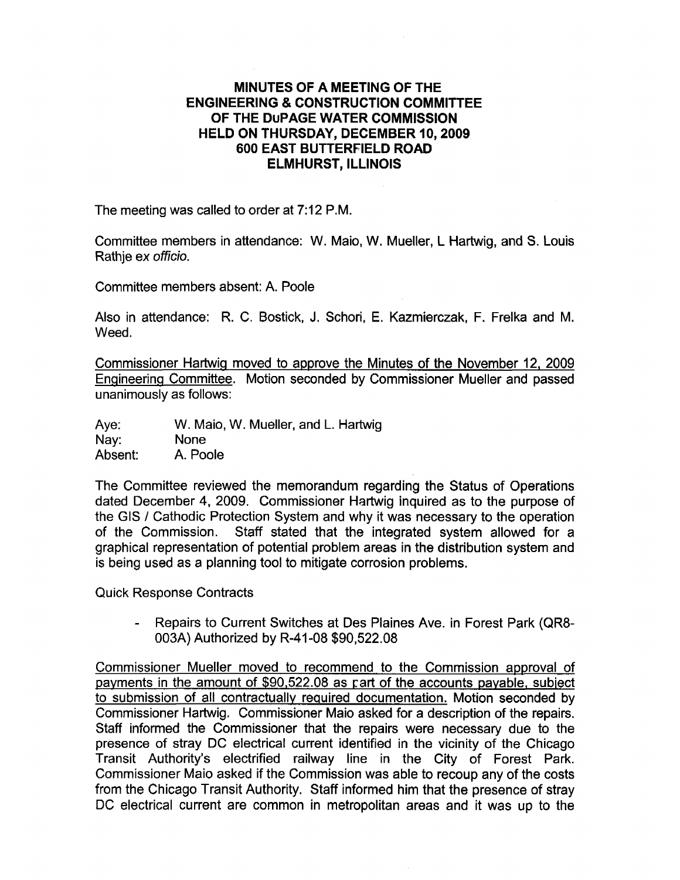**MINUTES OF A MEETING OF THE ENGINEERING & CONSTRUCTION COMMITTEE OF THE DuPAGE WATER COMMISSION HELD ON THURSDAY, DECEMBER 10, 2009 600 EAST BUTTERFIELD ROAD ELMHURST, ILLINOIS**

The meeting was called to order at 7:12 P.M.

Committee members in attendance: W. Maio, W. Mueller, L Hartwig, and S. Louis Rathje ex *officio.*

Committee members absent: A. Poole

Also in attendance: R. C. Bostick, J. Schori, E. Kazmierczak, F. Frelka and M. Weed.

Commissioner Hartwig moved to approve the Minutes of the November 12, 2009 Engineering Committee. Motion seconded by Commissioner Mueller and passed unanimously as follows:

Aye: W. Maio, W. Mueller, and L. Hartwig
Nay: None
Absent: A. Poole

The Committee reviewed the memorandum regarding the Status of Operations dated December 4, 2009. Commissioner Hartwig inquired as to the purpose of the GIS / Cathodic Protection System and why it was necessary to the operation of the Commission. Staff stated that the integrated system allowed for a graphical representation of potential problem areas in the distribution system and is being used as a planning tool to mitigate corrosion problems.

Quick Response Contracts

- Repairs to Current Switches at Des Plaines Ave. in Forest Park (QR8-003A) Authorized by R-41-08 $90,522.08

Commissioner Mueller moved to recommend to the Commission approval of payments in the amount of $90,522.08 as part of the accounts payable, subject to submission of all contractually required documentation. Motion seconded by Commissioner Hartwig. Commissioner Maio asked for a description of the repairs. Staff informed the Commissioner that the repairs were necessary due to the presence of stray DC electrical current identified in the vicinity of the Chicago Transit Authority's electrified railway line in the City of Forest Park. Commissioner Maio asked if the Commission was able to recoup any of the costs from the Chicago Transit Authority. Staff informed him that the presence of stray DC electrical current are common in metropolitan areas and it was up to the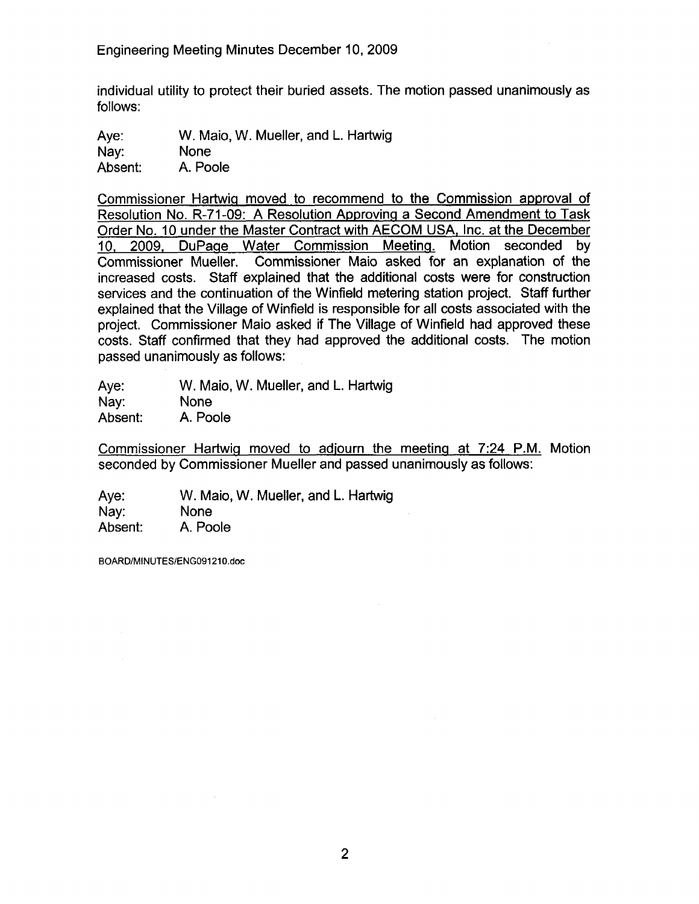individual utility to protect their buried assets. The motion passed unanimously as follows:

| | |
|---|---|
| Aye: | W. Maio, W. Mueller, and L. Hartwig |
| Nay: | None |
| Absent: | A. Poole |

Commissioner Hartwig moved to recommend to the Commission approval of Resolution No. R-71-09: A Resolution Approving a Second Amendment to Task Order No. 10 under the Master Contract with AECOM USA, Inc. at the December 10, 2009, DuPage Water Commission Meeting. Motion seconded by Commissioner Mueller. Commissioner Maio asked for an explanation of the increased costs. Staff explained that the additional costs were for construction services and the continuation of the Winfield metering station project. Staff further explained that the Village of Winfield is responsible for all costs associated with the project. Commissioner Maio asked if The Village of Winfield had approved these costs. Staff confirmed that they had approved the additional costs. The motion passed unanimously as follows:

| | |
|---|---|
| Aye: | W. Maio, W. Mueller, and L. Hartwig |
| Nay: | None |
| Absent: | A. Poole |

Commissioner Hartwig moved to adjourn the meeting at 7:24 P.M. Motion seconded by Commissioner Mueller and passed unanimously as follows:

| | |
|---|---|
| Aye: | W. Maio, W. Mueller, and L. Hartwig |
| Nay: | None |
| Absent: | A. Poole |

BOARD/MINUTES/ENG091210.doc